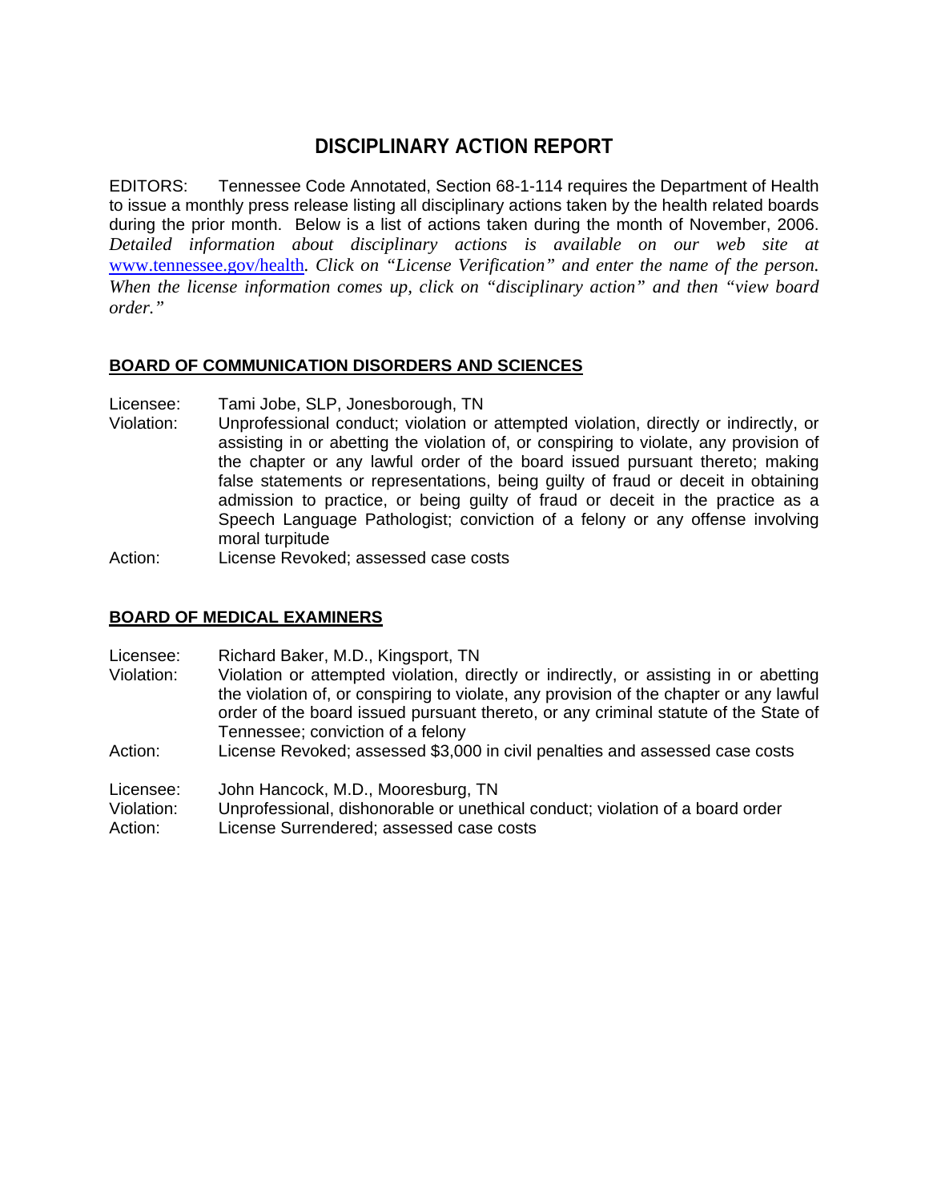# DISCIPLINARY ACTION REPORT

EDITORS: Tennessee Code Annotated, Section 68-1-114 requires the Department of Health to issue a monthly press release listing all disciplinary actions taken by the health related boards during the prior month. Below is a list of actions taken during the month of November, 2006. *Detailed information about disciplinary actions is available on our web site at* [www.tennessee.gov/health](http://www.tennessee.gov/health)*. Click on "License Verification" and enter the name of the person. When the license information comes up, click on "disciplinary action" and then "view board order."*

## BOARD OF COMMUNICATION DISORDERS AND SCIENCES

Licensee: Tami Jobe, SLP, Jonesborough, TN
Violation: Unprofessional conduct; violation or attempted violation, directly or indirectly, or assisting in or abetting the violation of, or conspiring to violate, any provision of the chapter or any lawful order of the board issued pursuant thereto; making false statements or representations, being guilty of fraud or deceit in obtaining admission to practice, or being guilty of fraud or deceit in the practice as a Speech Language Pathologist; conviction of a felony or any offense involving moral turpitude
Action: License Revoked; assessed case costs

## BOARD OF MEDICAL EXAMINERS

Licensee: Richard Baker, M.D., Kingsport, TN
Violation: Violation or attempted violation, directly or indirectly, or assisting in or abetting the violation of, or conspiring to violate, any provision of the chapter or any lawful order of the board issued pursuant thereto, or any criminal statute of the State of Tennessee; conviction of a felony
Action: License Revoked; assessed $3,000 in civil penalties and assessed case costs

Licensee: John Hancock, M.D., Mooresburg, TN
Violation: Unprofessional, dishonorable or unethical conduct; violation of a board order
Action: License Surrendered; assessed case costs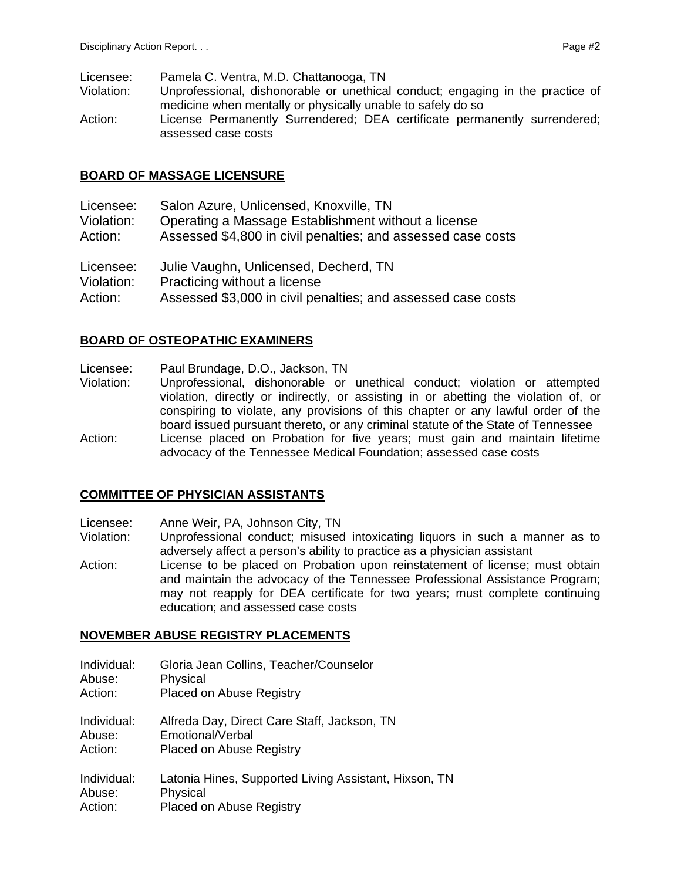Licensee: Pamela C. Ventra, M.D. Chattanooga, TN
Violation: Unprofessional, dishonorable or unethical conduct; engaging in the practice of medicine when mentally or physically unable to safely do so
Action: License Permanently Surrendered; DEA certificate permanently surrendered; assessed case costs

## BOARD OF MASSAGE LICENSURE

Licensee: Salon Azure, Unlicensed, Knoxville, TN
Violation: Operating a Massage Establishment without a license
Action: Assessed $4,800 in civil penalties; and assessed case costs

Licensee: Julie Vaughn, Unlicensed, Decherd, TN
Violation: Practicing without a license
Action: Assessed $3,000 in civil penalties; and assessed case costs

## BOARD OF OSTEOPATHIC EXAMINERS

Licensee: Paul Brundage, D.O., Jackson, TN
Violation: Unprofessional, dishonorable or unethical conduct; violation or attempted violation, directly or indirectly, or assisting in or abetting the violation of, or conspiring to violate, any provisions of this chapter or any lawful order of the board issued pursuant thereto, or any criminal statute of the State of Tennessee
Action: License placed on Probation for five years; must gain and maintain lifetime advocacy of the Tennessee Medical Foundation; assessed case costs

## COMMITTEE OF PHYSICIAN ASSISTANTS

Licensee: Anne Weir, PA, Johnson City, TN
Violation: Unprofessional conduct; misused intoxicating liquors in such a manner as to adversely affect a person's ability to practice as a physician assistant
Action: License to be placed on Probation upon reinstatement of license; must obtain and maintain the advocacy of the Tennessee Professional Assistance Program; may not reapply for DEA certificate for two years; must complete continuing education; and assessed case costs

## NOVEMBER ABUSE REGISTRY PLACEMENTS

Individual: Gloria Jean Collins, Teacher/Counselor
Abuse: Physical
Action: Placed on Abuse Registry

Individual: Alfreda Day, Direct Care Staff, Jackson, TN
Abuse: Emotional/Verbal
Action: Placed on Abuse Registry

Individual: Latonia Hines, Supported Living Assistant, Hixson, TN
Abuse: Physical
Action: Placed on Abuse Registry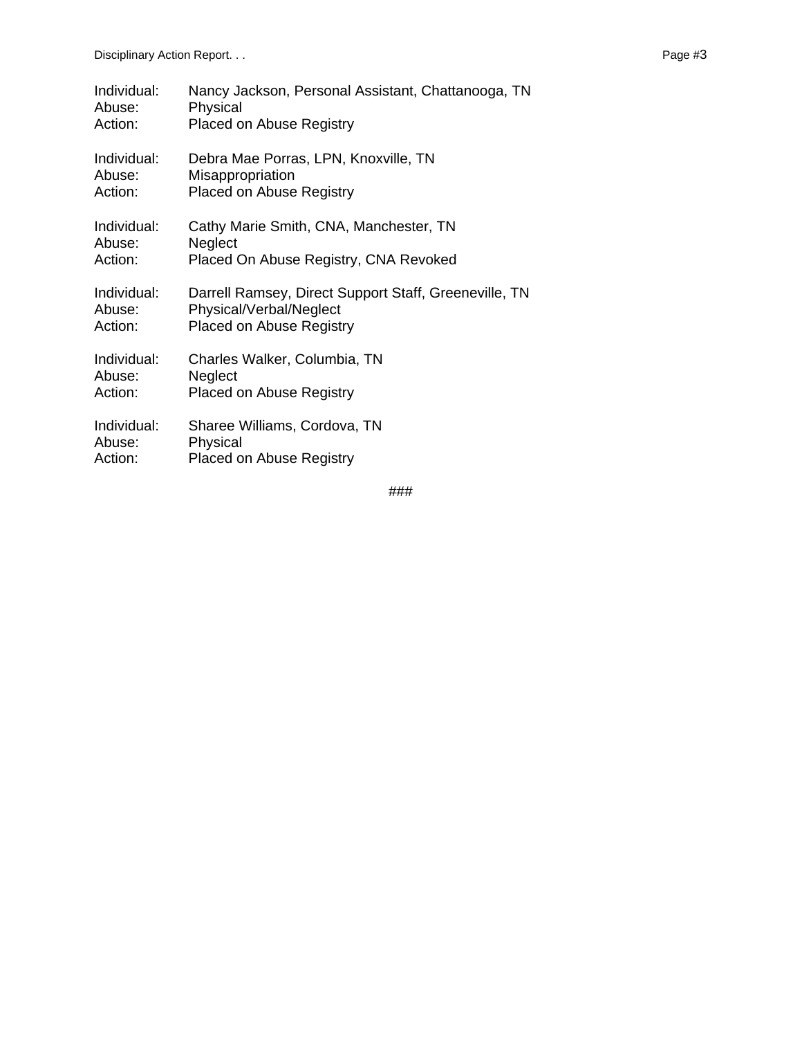Individual: Nancy Jackson, Personal Assistant, Chattanooga, TN
Abuse: Physical
Action: Placed on Abuse Registry

Individual: Debra Mae Porras, LPN, Knoxville, TN
Abuse: Misappropriation
Action: Placed on Abuse Registry

Individual: Cathy Marie Smith, CNA, Manchester, TN
Abuse: Neglect
Action: Placed On Abuse Registry, CNA Revoked

Individual: Darrell Ramsey, Direct Support Staff, Greeneville, TN
Abuse: Physical/Verbal/Neglect
Action: Placed on Abuse Registry

Individual: Charles Walker, Columbia, TN
Abuse: Neglect
Action: Placed on Abuse Registry

Individual: Sharee Williams, Cordova, TN
Abuse: Physical
Action: Placed on Abuse Registry

###